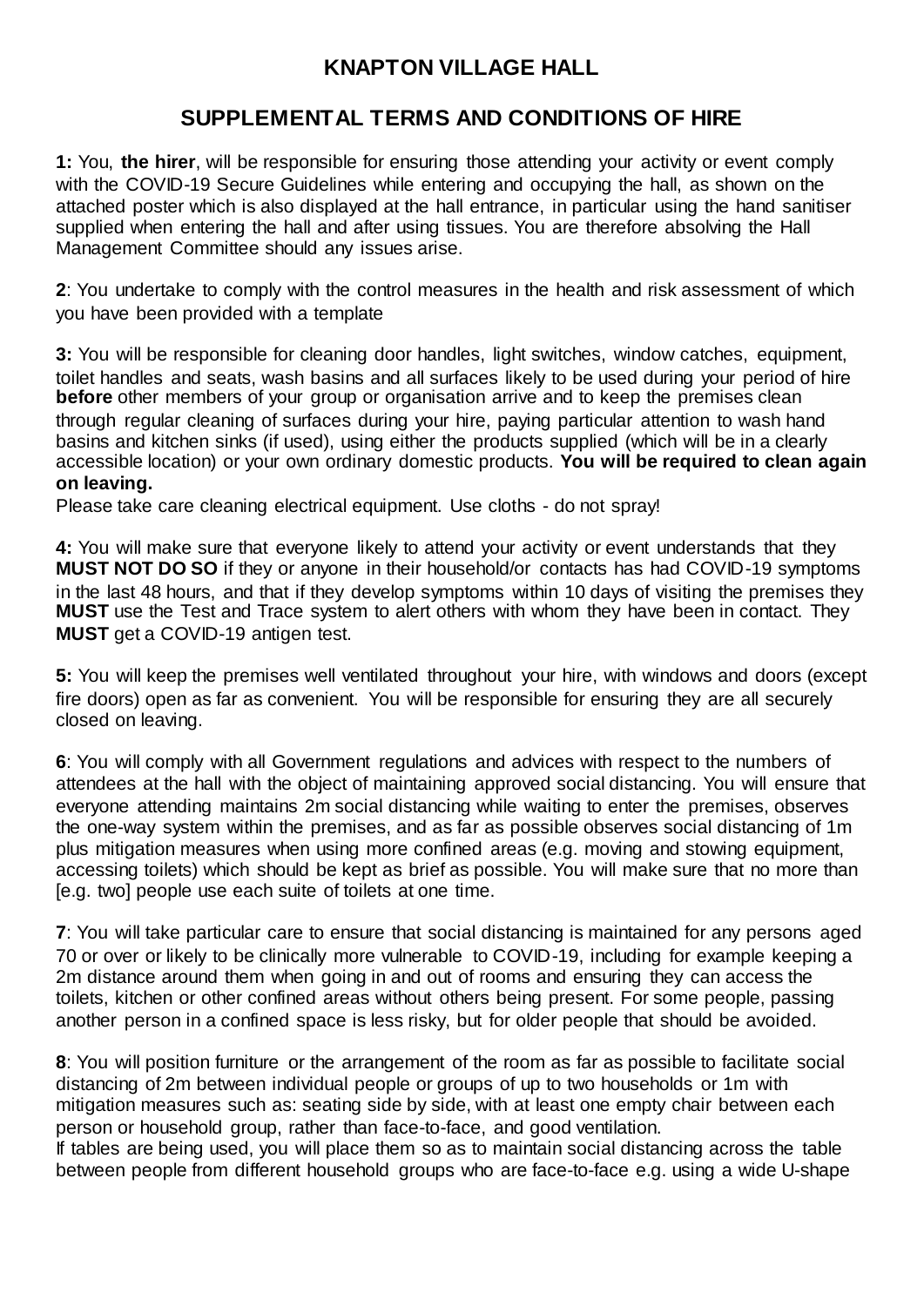# KNAPTON VILLAGE HALL

## SUPPLEMENTAL TERMS AND CONDITIONS OF HIRE

**1:** You, **the hirer**, will be responsible for ensuring those attending your activity or event comply with the COVID-19 Secure Guidelines while entering and occupying the hall, as shown on the attached poster which is also displayed at the hall entrance, in particular using the hand sanitiser supplied when entering the hall and after using tissues. You are therefore absolving the Hall Management Committee should any issues arise.

**2**: You undertake to comply with the control measures in the health and risk assessment of which you have been provided with a template

**3:** You will be responsible for cleaning door handles, light switches, window catches, equipment, toilet handles and seats, wash basins and all surfaces likely to be used during your period of hire **before** other members of your group or organisation arrive and to keep the premises clean through regular cleaning of surfaces during your hire, paying particular attention to wash hand basins and kitchen sinks (if used), using either the products supplied (which will be in a clearly accessible location) or your own ordinary domestic products. **You will be required to clean again on leaving.**

Please take care cleaning electrical equipment. Use cloths - do not spray!

**4:** You will make sure that everyone likely to attend your activity or event understands that they **MUST NOT DO SO** if they or anyone in their household/or contacts has had COVID-19 symptoms in the last 48 hours, and that if they develop symptoms within 10 days of visiting the premises they **MUST** use the Test and Trace system to alert others with whom they have been in contact. They **MUST** get a COVID-19 antigen test.

**5:** You will keep the premises well ventilated throughout your hire, with windows and doors (except fire doors) open as far as convenient. You will be responsible for ensuring they are all securely closed on leaving.

**6**: You will comply with all Government regulations and advices with respect to the numbers of attendees at the hall with the object of maintaining approved social distancing. You will ensure that everyone attending maintains 2m social distancing while waiting to enter the premises, observes the one-way system within the premises, and as far as possible observes social distancing of 1m plus mitigation measures when using more confined areas (e.g. moving and stowing equipment, accessing toilets) which should be kept as brief as possible. You will make sure that no more than [e.g. two] people use each suite of toilets at one time.

**7**: You will take particular care to ensure that social distancing is maintained for any persons aged 70 or over or likely to be clinically more vulnerable to COVID-19, including for example keeping a 2m distance around them when going in and out of rooms and ensuring they can access the toilets, kitchen or other confined areas without others being present. For some people, passing another person in a confined space is less risky, but for older people that should be avoided.

**8**: You will position furniture or the arrangement of the room as far as possible to facilitate social distancing of 2m between individual people or groups of up to two households or 1m with mitigation measures such as: seating side by side, with at least one empty chair between each person or household group, rather than face-to-face, and good ventilation.

If tables are being used, you will place them so as to maintain social distancing across the table between people from different household groups who are face-to-face e.g. using a wide U-shape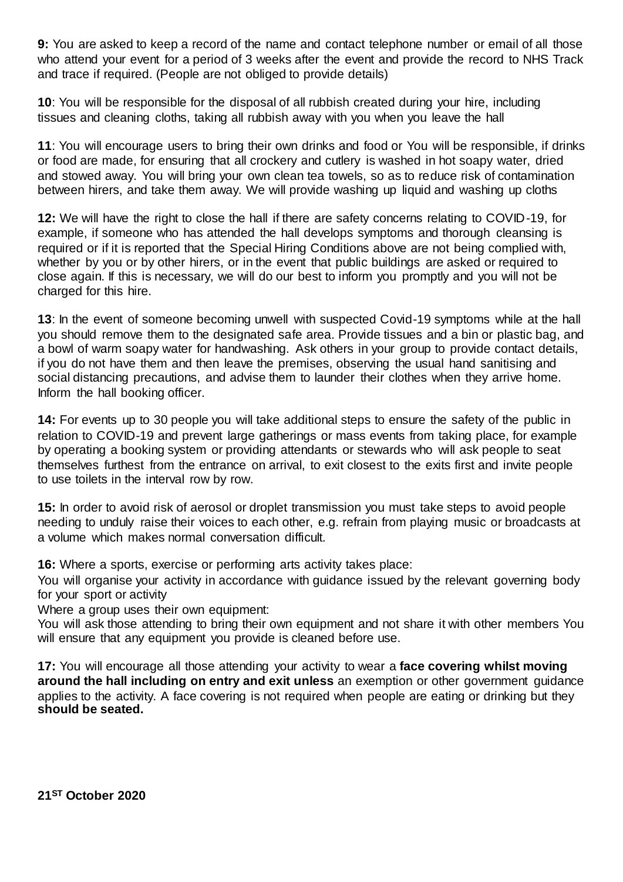**9:** You are asked to keep a record of the name and contact telephone number or email of all those who attend your event for a period of 3 weeks after the event and provide the record to NHS Track and trace if required. (People are not obliged to provide details)

**10**: You will be responsible for the disposal of all rubbish created during your hire, including tissues and cleaning cloths, taking all rubbish away with you when you leave the hall

**11**: You will encourage users to bring their own drinks and food or You will be responsible, if drinks or food are made, for ensuring that all crockery and cutlery is washed in hot soapy water, dried and stowed away. You will bring your own clean tea towels, so as to reduce risk of contamination between hirers, and take them away. We will provide washing up liquid and washing up cloths

**12:** We will have the right to close the hall if there are safety concerns relating to COVID-19, for example, if someone who has attended the hall develops symptoms and thorough cleansing is required or if it is reported that the Special Hiring Conditions above are not being complied with, whether by you or by other hirers, or in the event that public buildings are asked or required to close again. If this is necessary, we will do our best to inform you promptly and you will not be charged for this hire.

**13**: In the event of someone becoming unwell with suspected Covid-19 symptoms while at the hall you should remove them to the designated safe area. Provide tissues and a bin or plastic bag, and a bowl of warm soapy water for handwashing. Ask others in your group to provide contact details, if you do not have them and then leave the premises, observing the usual hand sanitising and social distancing precautions, and advise them to launder their clothes when they arrive home. Inform the hall booking officer.

**14:** For events up to 30 people you will take additional steps to ensure the safety of the public in relation to COVID-19 and prevent large gatherings or mass events from taking place, for example by operating a booking system or providing attendants or stewards who will ask people to seat themselves furthest from the entrance on arrival, to exit closest to the exits first and invite people to use toilets in the interval row by row.

**15:** In order to avoid risk of aerosol or droplet transmission you must take steps to avoid people needing to unduly raise their voices to each other, e.g. refrain from playing music or broadcasts at a volume which makes normal conversation difficult.

**16:** Where a sports, exercise or performing arts activity takes place:

You will organise your activity in accordance with guidance issued by the relevant governing body for your sport or activity

Where a group uses their own equipment:

You will ask those attending to bring their own equipment and not share it with other members You will ensure that any equipment you provide is cleaned before use.

**17:** You will encourage all those attending your activity to wear a **face covering whilst moving around the hall including on entry and exit unless** an exemption or other government guidance applies to the activity. A face covering is not required when people are eating or drinking but they **should be seated.**

**21ST October 2020**